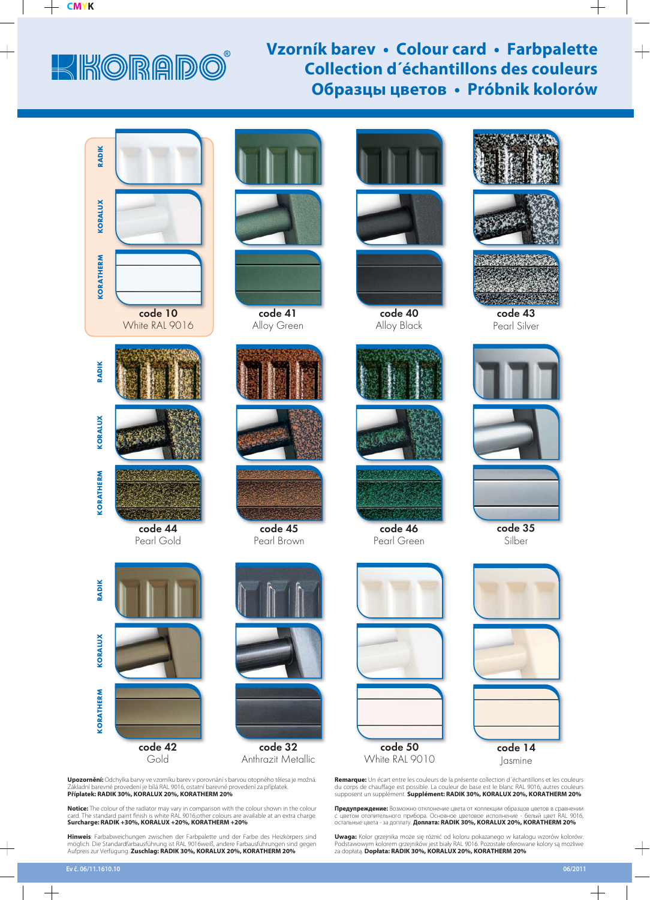KORADO®

# Vzorník barev • Colour card • Farbpalette
# Collection d´échantillons des couleurs
# Образцы цветов • Próbnik kolorów

RADIK / KORALUX / KORATHERM

| code | name |
|---|---|
| code 10 | White RAL 9016 |
| code 41 | Alloy Green |
| code 40 | Alloy Black |
| code 43 | Pearl Silver |
| code 44 | Pearl Gold |
| code 45 | Pearl Brown |
| code 46 | Pearl Green |
| code 35 | Silber |
| code 42 | Gold |
| code 32 | Anthrazit Metallic |
| code 50 | White RAL 9010 |
| code 14 | Jasmine |

**Upozornění:** Odchylka barvy ve vzorníku barev v porovnání s barvou otopného tělesa je možná. Základní barevné provedení je bílá RAL 9016, ostatní barevné provedení za příplatek. **Příplatek: RADIK 30%, KORALUX 20%, KORATHERM 20%**

**Notice:** The colour of the radiator may vary in comparison with the colour shown in the colour card. The standard paint finish is white RAL 9016,other colours are available at an extra charge. **Surcharge: RADIK +30%, KORALUX +20%, KORATHERM +20%**

**Hinweis**: Farbabweichungen zwischen der Farbpalette und der Farbe des Heizkörpers sind möglich. Die Standardfarbausführung ist RAL 9016weiß, andere Farbausführungen sind gegen Aufpreis zur Verfügung. **Zuschlag: RADIK 30%, KORALUX 20%, KORATHERM 20%**

**Remarque:** Un écart entre les couleurs de la présente collection d´échantillons et les couleurs du corps de chauffage est possible. La couleur de base est le blanc RAL 9016, autres couleurs supposent un supplément. **Supplément: RADIK 30%, KORALUX 20%, KORATHERM 20%**

**Предупреждение:** Возможно отклонение цвета от коллекции образцов цветов в сравнении с цветом отопительного прибора. Основное цветовое исполнение - белый цвет RAL 9016, остальные цвета - за доплату. **Доплата: RADIK 30%, KORALUX 20%, KORATHERM 20%**

**Uwaga:** Kolor grzejnika moze się różnić od koloru pokazanego w katalogu wzorów kolorów. Podstawowym kolorem grzejników jest biały RAL 9016. Pozostałe oferowane kolory są możliwe za dopłatą. **Dopłata: RADIK 30%, KORALUX 20%, KORATHERM 20%**

Ev č. 06/11.1610.10

06/2011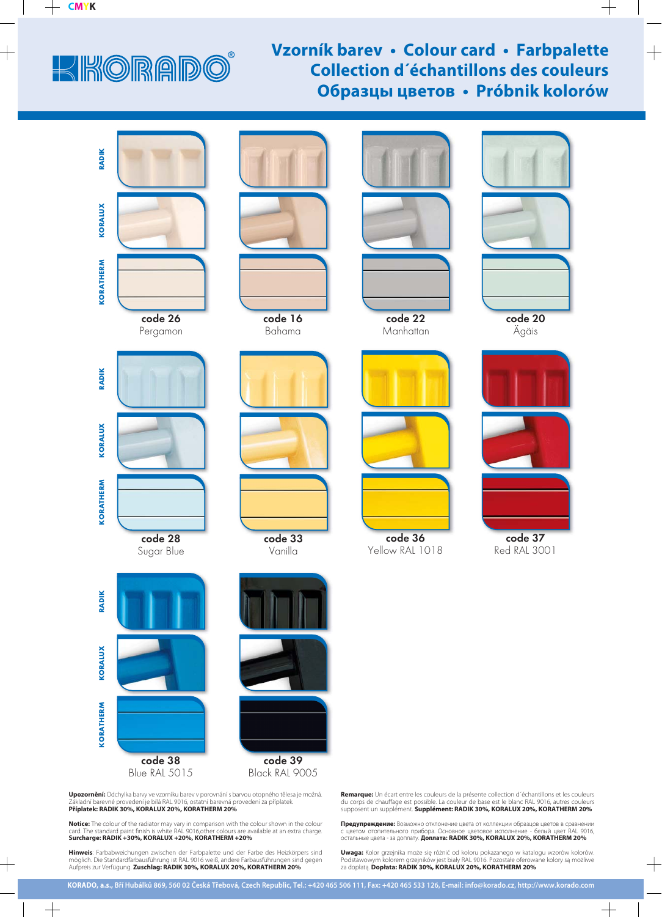# Vzorník barev • Colour card • Farbpalette
# Collection d´échantillons des couleurs
# Образцы цветов • Próbnik kolorów

RADIK
KORALUX
KORATHERM

**code 26**
Pergamon

**code 16**
Bahama

**code 22**
Manhattan

**code 20**
Ägäis

RADIK
KORALUX
KORATHERM

**code 28**
Sugar Blue

**code 33**
Vanilla

**code 36**
Yellow RAL 1018

**code 37**
Red RAL 3001

RADIK
KORALUX
KORATHERM

**code 38**
Blue RAL 5015

**code 39**
Black RAL 9005

**Upozornění:** Odchylka barvy ve vzorníku barev v porovnání s barvou otopného tělesa je možná. Základní barevné provedení je bílá RAL 9016, ostatní barevná provedení za příplatek.
**Příplatek: RADIK 30%, KORALUX 20%, KORATHERM 20%**

**Notice:** The colour of the radiator may vary in comparison with the colour shown in the colour card. The standard paint finish is white RAL 9016,other colours are available at an extra charge.
**Surcharge: RADIK +30%, KORALUX +20%, KORATHERM +20%**

**Hinweis**: Farbabweichungen zwischen der Farbpalette und der Farbe des Heizkörpers sind möglich. Die Standardfarbausführung ist RAL 9016 weiß, andere Farbausführungen sind gegen Aufpreis zur Verfügung. **Zuschlag: RADIK 30%, KORALUX 20%, KORATHERM 20%**

**Remarque:** Un écart entre les couleurs de la présente collection d´échantillons et les couleurs du corps de chauffage est possible. La couleur de base est le blanc RAL 9016, autres couleurs supposent un supplément. **Supplément: RADIK 30%, KORALUX 20%, KORATHERM 20%**

**Предупреждение:** Возможно отклонение цвета от коллекции образцов цветов в сравнении с цветом отопительного прибора. Основное цветовое исполнение - белый цвет RAL 9016, остальные цвета - за доплату. **Доплата: RADIK 30%, KORALUX 20%, KORATHERM 20%**

**Uwaga:** Kolor grzejnika może się różnić od koloru pokazanego w katalogu wzorów kolorów. Podstawowym kolorem grzejników jest biały RAL 9016. Pozostałe oferowane kolory są możliwe za dopłatą. **Dopłata: RADIK 30%, KORALUX 20%, KORATHERM 20%**

**KORADO, a.s., Bří Hubálků 869, 560 02 Česká Třebová, Czech Republic, Tel.: +420 465 506 111, Fax: +420 465 533 126, E-mail: info@korado.cz, http://www.korado.com**